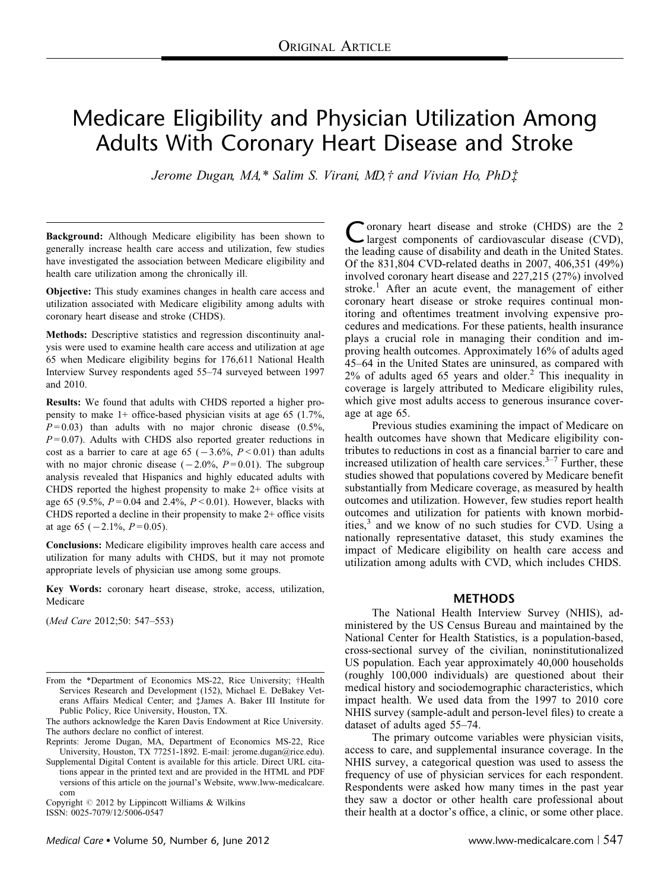ORIGINAL ARTICLE

# Medicare Eligibility and Physician Utilization Among Adults With Coronary Heart Disease and Stroke

*Jerome Dugan, MA,\* Salim S. Virani, MD,† and Vivian Ho, PhD‡*

**Background:** Although Medicare eligibility has been shown to generally increase health care access and utilization, few studies have investigated the association between Medicare eligibility and health care utilization among the chronically ill.

**Objective:** This study examines changes in health care access and utilization associated with Medicare eligibility among adults with coronary heart disease and stroke (CHDS).

**Methods:** Descriptive statistics and regression discontinuity analysis were used to examine health care access and utilization at age 65 when Medicare eligibility begins for 176,611 National Health Interview Survey respondents aged 55–74 surveyed between 1997 and 2010.

**Results:** We found that adults with CHDS reported a higher propensity to make 1+ office-based physician visits at age 65 (1.7%, $P=0.03$) than adults with no major chronic disease (0.5%, $P=0.07$). Adults with CHDS also reported greater reductions in cost as a barrier to care at age 65 ($-3.6\%$, $P<0.01$) than adults with no major chronic disease ($-2.0\%$, $P=0.01$). The subgroup analysis revealed that Hispanics and highly educated adults with CHDS reported the highest propensity to make 2+ office visits at age 65 (9.5%, $P=0.04$ and 2.4%, $P<0.01$). However, blacks with CHDS reported a decline in their propensity to make 2+ office visits at age 65 ($-2.1\%$, $P=0.05$).

**Conclusions:** Medicare eligibility improves health care access and utilization for many adults with CHDS, but it may not promote appropriate levels of physician use among some groups.

**Key Words:** coronary heart disease, stroke, access, utilization, Medicare

(*Med Care* 2012;50: 547–553)

From the \*Department of Economics MS-22, Rice University; †Health Services Research and Development (152), Michael E. DeBakey Veterans Affairs Medical Center; and ‡James A. Baker III Institute for Public Policy, Rice University, Houston, TX.

The authors acknowledge the Karen Davis Endowment at Rice University.

The authors declare no conflict of interest.

Reprints: Jerome Dugan, MA, Department of Economics MS-22, Rice University, Houston, TX 77251-1892. E-mail: jerome.dugan@rice.edu).

Supplemental Digital Content is available for this article. Direct URL citations appear in the printed text and are provided in the HTML and PDF versions of this article on the journal's Website, www.lww-medicalcare.com

Copyright © 2012 by Lippincott Williams & Wilkins
ISSN: 0025-7079/12/5006-0547

Coronary heart disease and stroke (CHDS) are the 2 largest components of cardiovascular disease (CVD), the leading cause of disability and death in the United States. Of the 831,804 CVD-related deaths in 2007, 406,351 (49%) involved coronary heart disease and 227,215 (27%) involved stroke.[1] After an acute event, the management of either coronary heart disease or stroke requires continual monitoring and oftentimes treatment involving expensive procedures and medications. For these patients, health insurance plays a crucial role in managing their condition and improving health outcomes. Approximately 16% of adults aged 45–64 in the United States are uninsured, as compared with 2% of adults aged 65 years and older.[2] This inequality in coverage is largely attributed to Medicare eligibility rules, which give most adults access to generous insurance coverage at age 65.

Previous studies examining the impact of Medicare on health outcomes have shown that Medicare eligibility contributes to reductions in cost as a financial barrier to care and increased utilization of health care services.[3–7] Further, these studies showed that populations covered by Medicare benefit substantially from Medicare coverage, as measured by health outcomes and utilization. However, few studies report health outcomes and utilization for patients with known morbidities,[3] and we know of no such studies for CVD. Using a nationally representative dataset, this study examines the impact of Medicare eligibility on health care access and utilization among adults with CVD, which includes CHDS.

## METHODS

The National Health Interview Survey (NHIS), administered by the US Census Bureau and maintained by the National Center for Health Statistics, is a population-based, cross-sectional survey of the civilian, noninstitutionalized US population. Each year approximately 40,000 households (roughly 100,000 individuals) are questioned about their medical history and sociodemographic characteristics, which impact health. We used data from the 1997 to 2010 core NHIS survey (sample-adult and person-level files) to create a dataset of adults aged 55–74.

The primary outcome variables were physician visits, access to care, and supplemental insurance coverage. In the NHIS survey, a categorical question was used to assess the frequency of use of physician services for each respondent. Respondents were asked how many times in the past year they saw a doctor or other health care professional about their health at a doctor's office, a clinic, or some other place.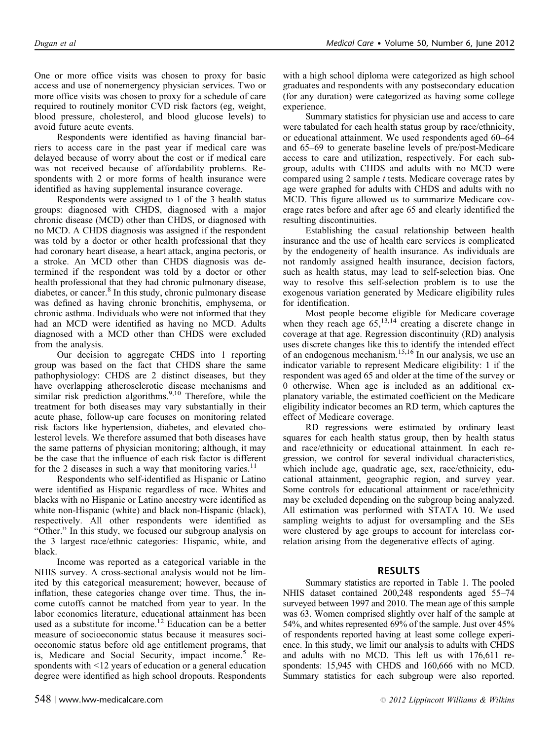One or more office visits was chosen to proxy for basic access and use of nonemergency physician services. Two or more office visits was chosen to proxy for a schedule of care required to routinely monitor CVD risk factors (eg, weight, blood pressure, cholesterol, and blood glucose levels) to avoid future acute events.

Respondents were identified as having financial barriers to access care in the past year if medical care was delayed because of worry about the cost or if medical care was not received because of affordability problems. Respondents with 2 or more forms of health insurance were identified as having supplemental insurance coverage.

Respondents were assigned to 1 of the 3 health status groups: diagnosed with CHDS, diagnosed with a major chronic disease (MCD) other than CHDS, or diagnosed with no MCD. A CHDS diagnosis was assigned if the respondent was told by a doctor or other health professional that they had coronary heart disease, a heart attack, angina pectoris, or a stroke. An MCD other than CHDS diagnosis was determined if the respondent was told by a doctor or other health professional that they had chronic pulmonary disease, diabetes, or cancer.[8] In this study, chronic pulmonary disease was defined as having chronic bronchitis, emphysema, or chronic asthma. Individuals who were not informed that they had an MCD were identified as having no MCD. Adults diagnosed with a MCD other than CHDS were excluded from the analysis.

Our decision to aggregate CHDS into 1 reporting group was based on the fact that CHDS share the same pathophysiology: CHDS are 2 distinct diseases, but they have overlapping atherosclerotic disease mechanisms and similar risk prediction algorithms.[9,10] Therefore, while the treatment for both diseases may vary substantially in their acute phase, follow-up care focuses on monitoring related risk factors like hypertension, diabetes, and elevated cholesterol levels. We therefore assumed that both diseases have the same patterns of physician monitoring; although, it may be the case that the influence of each risk factor is different for the 2 diseases in such a way that monitoring varies.[11]

Respondents who self-identified as Hispanic or Latino were identified as Hispanic regardless of race. Whites and blacks with no Hispanic or Latino ancestry were identified as white non-Hispanic (white) and black non-Hispanic (black), respectively. All other respondents were identified as "Other." In this study, we focused our subgroup analysis on the 3 largest race/ethnic categories: Hispanic, white, and black.

Income was reported as a categorical variable in the NHIS survey. A cross-sectional analysis would not be limited by this categorical measurement; however, because of inflation, these categories change over time. Thus, the income cutoffs cannot be matched from year to year. In the labor economics literature, educational attainment has been used as a substitute for income.[12] Education can be a better measure of socioeconomic status because it measures socioeconomic status before old age entitlement programs, that is, Medicare and Social Security, impact income.[5] Respondents with <12 years of education or a general education degree were identified as high school dropouts. Respondents with a high school diploma were categorized as high school graduates and respondents with any postsecondary education (for any duration) were categorized as having some college experience.

Summary statistics for physician use and access to care were tabulated for each health status group by race/ethnicity, or educational attainment. We used respondents aged 60–64 and 65–69 to generate baseline levels of pre/post-Medicare access to care and utilization, respectively. For each subgroup, adults with CHDS and adults with no MCD were compared using 2 sample *t* tests. Medicare coverage rates by age were graphed for adults with CHDS and adults with no MCD. This figure allowed us to summarize Medicare coverage rates before and after age 65 and clearly identified the resulting discontinuities.

Establishing the casual relationship between health insurance and the use of health care services is complicated by the endogeneity of health insurance. As individuals are not randomly assigned health insurance, decision factors, such as health status, may lead to self-selection bias. One way to resolve this self-selection problem is to use the exogenous variation generated by Medicare eligibility rules for identification.

Most people become eligible for Medicare coverage when they reach age 65,[13,14] creating a discrete change in coverage at that age. Regression discontinuity (RD) analysis uses discrete changes like this to identify the intended effect of an endogenous mechanism.[15,16] In our analysis, we use an indicator variable to represent Medicare eligibility: 1 if the respondent was aged 65 and older at the time of the survey or 0 otherwise. When age is included as an additional explanatory variable, the estimated coefficient on the Medicare eligibility indicator becomes an RD term, which captures the effect of Medicare coverage.

RD regressions were estimated by ordinary least squares for each health status group, then by health status and race/ethnicity or educational attainment. In each regression, we control for several individual characteristics, which include age, quadratic age, sex, race/ethnicity, educational attainment, geographic region, and survey year. Some controls for educational attainment or race/ethnicity may be excluded depending on the subgroup being analyzed. All estimation was performed with STATA 10. We used sampling weights to adjust for oversampling and the SEs were clustered by age groups to account for interclass correlation arising from the degenerative effects of aging.

## RESULTS

Summary statistics are reported in Table 1. The pooled NHIS dataset contained 200,248 respondents aged 55–74 surveyed between 1997 and 2010. The mean age of this sample was 63. Women comprised slightly over half of the sample at 54%, and whites represented 69% of the sample. Just over 45% of respondents reported having at least some college experience. In this study, we limit our analysis to adults with CHDS and adults with no MCD. This left us with 176,611 respondents: 15,945 with CHDS and 160,666 with no MCD. Summary statistics for each subgroup were also reported.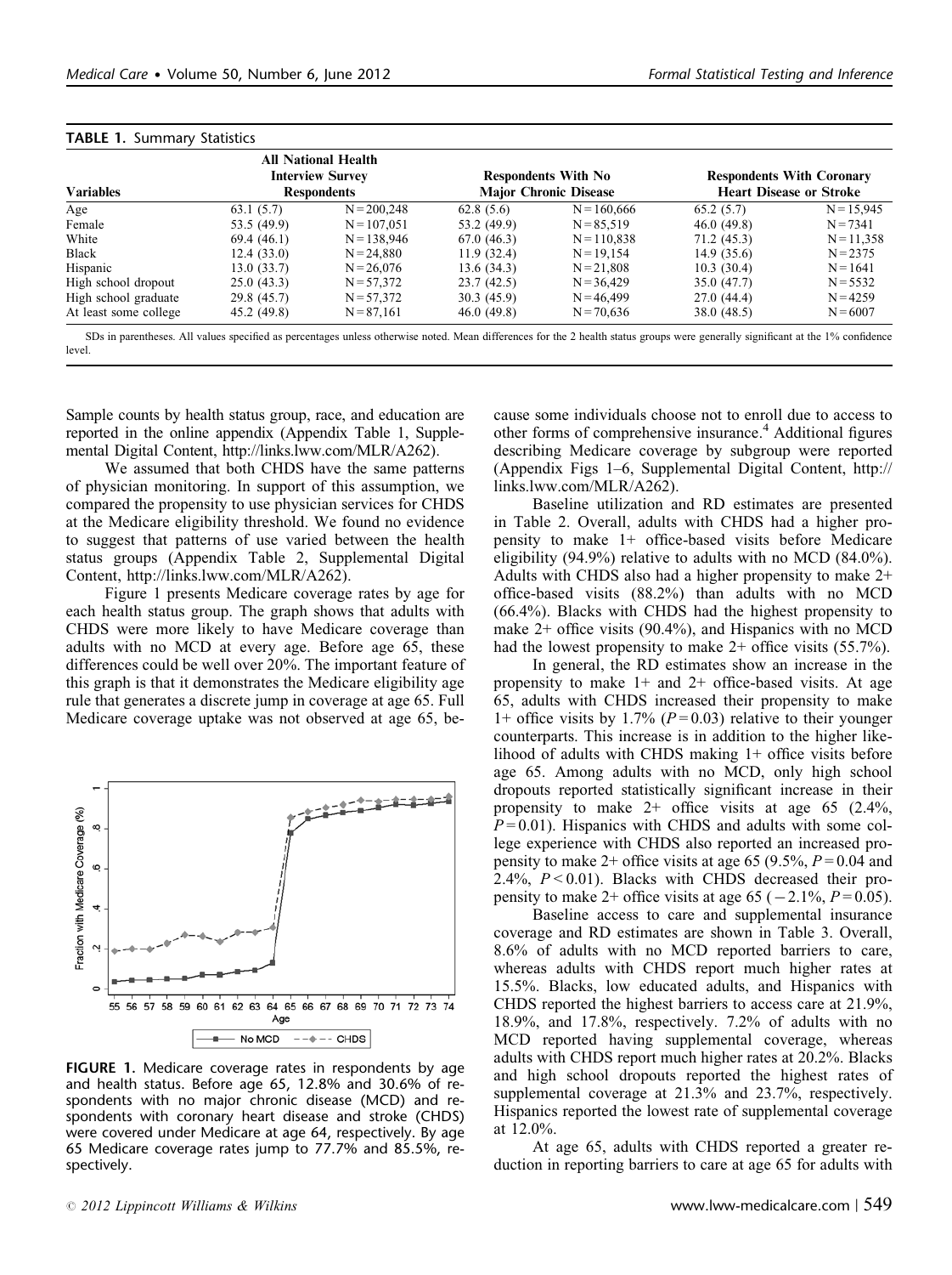**TABLE 1.** Summary Statistics

| Variables | All National Health Interview Survey Respondents | | Respondents With No Major Chronic Disease | | Respondents With Coronary Heart Disease or Stroke | |
|---|---|---|---|---|---|---|
| Age | 63.1 (5.7) | N = 200,248 | 62.8 (5.6) | N = 160,666 | 65.2 (5.7) | N = 15,945 |
| Female | 53.5 (49.9) | N = 107,051 | 53.2 (49.9) | N = 85,519 | 46.0 (49.8) | N = 7341 |
| White | 69.4 (46.1) | N = 138,946 | 67.0 (46.3) | N = 110,838 | 71.2 (45.3) | N = 11,358 |
| Black | 12.4 (33.0) | N = 24,880 | 11.9 (32.4) | N = 19,154 | 14.9 (35.6) | N = 2375 |
| Hispanic | 13.0 (33.7) | N = 26,076 | 13.6 (34.3) | N = 21,808 | 10.3 (30.4) | N = 1641 |
| High school dropout | 25.0 (43.3) | N = 57,372 | 23.7 (42.5) | N = 36,429 | 35.0 (47.7) | N = 5532 |
| High school graduate | 29.8 (45.7) | N = 57,372 | 30.3 (45.9) | N = 46,499 | 27.0 (44.4) | N = 4259 |
| At least some college | 45.2 (49.8) | N = 87,161 | 46.0 (49.8) | N = 70,636 | 38.0 (48.5) | N = 6007 |

SDs in parentheses. All values specified as percentages unless otherwise noted. Mean differences for the 2 health status groups were generally significant at the 1% confidence level.

Sample counts by health status group, race, and education are reported in the online appendix (Appendix Table 1, Supplemental Digital Content, http://links.lww.com/MLR/A262).

We assumed that both CHDS have the same patterns of physician monitoring. In support of this assumption, we compared the propensity to use physician services for CHDS at the Medicare eligibility threshold. We found no evidence to suggest that patterns of use varied between the health status groups (Appendix Table 2, Supplemental Digital Content, http://links.lww.com/MLR/A262).

Figure 1 presents Medicare coverage rates by age for each health status group. The graph shows that adults with CHDS were more likely to have Medicare coverage than adults with no MCD at every age. Before age 65, these differences could be well over 20%. The important feature of this graph is that it demonstrates the Medicare eligibility age rule that generates a discrete jump in coverage at age 65. Full Medicare coverage uptake was not observed at age 65, because some individuals choose not to enroll due to access to other forms of comprehensive insurance.[4] Additional figures describing Medicare coverage by subgroup were reported (Appendix Figs 1–6, Supplemental Digital Content, http://links.lww.com/MLR/A262).

**FIGURE 1.** Medicare coverage rates in respondents by age and health status. Before age 65, 12.8% and 30.6% of respondents with no major chronic disease (MCD) and respondents with coronary heart disease and stroke (CHDS) were covered under Medicare at age 64, respectively. By age 65 Medicare coverage rates jump to 77.7% and 85.5%, respectively.

Baseline utilization and RD estimates are presented in Table 2. Overall, adults with CHDS had a higher propensity to make 1+ office-based visits before Medicare eligibility (94.9%) relative to adults with no MCD (84.0%). Adults with CHDS also had a higher propensity to make 2+ office-based visits (88.2%) than adults with no MCD (66.4%). Blacks with CHDS had the highest propensity to make 2+ office visits (90.4%), and Hispanics with no MCD had the lowest propensity to make 2+ office visits (55.7%).

In general, the RD estimates show an increase in the propensity to make 1+ and 2+ office-based visits. At age 65, adults with CHDS increased their propensity to make 1+ office visits by 1.7% ($P = 0.03$) relative to their younger counterparts. This increase is in addition to the higher likelihood of adults with CHDS making 1+ office visits before age 65. Among adults with no MCD, only high school dropouts reported statistically significant increase in their propensity to make 2+ office visits at age 65 (2.4%, $P = 0.01$). Hispanics with CHDS and adults with some college experience with CHDS also reported an increased propensity to make 2+ office visits at age 65 (9.5%, $P = 0.04$ and 2.4%, $P < 0.01$). Blacks with CHDS decreased their propensity to make 2+ office visits at age 65 (−2.1%, $P = 0.05$).

Baseline access to care and supplemental insurance coverage and RD estimates are shown in Table 3. Overall, 8.6% of adults with no MCD reported barriers to care, whereas adults with CHDS report much higher rates at 15.5%. Blacks, low educated adults, and Hispanics with CHDS reported the highest barriers to access care at 21.9%, 18.9%, and 17.8%, respectively. 7.2% of adults with no MCD reported having supplemental coverage, whereas adults with CHDS report much higher rates at 20.2%. Blacks and high school dropouts reported the highest rates of supplemental coverage at 21.3% and 23.7%, respectively. Hispanics reported the lowest rate of supplemental coverage at 12.0%.

At age 65, adults with CHDS reported a greater reduction in reporting barriers to care at age 65 for adults with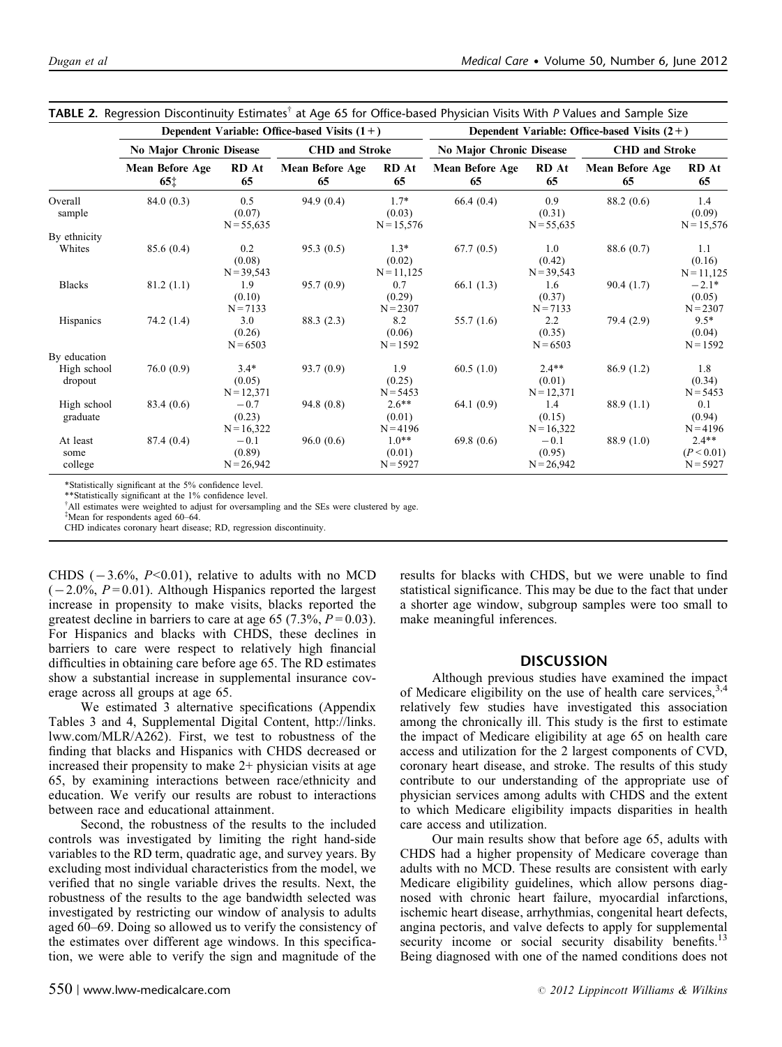**TABLE 2.** Regression Discontinuity Estimates† at Age 65 for Office-based Physician Visits With *P* Values and Sample Size

| | Dependent Variable: Office-based Visits (1+) | | | | Dependent Variable: Office-based Visits (2+) | | | |
|---|---|---|---|---|---|---|---|---|
| | No Major Chronic Disease | | CHD and Stroke | | No Major Chronic Disease | | CHD and Stroke | |
| | Mean Before Age 65‡ | RD At 65 | Mean Before Age 65 | RD At 65 | Mean Before Age 65 | RD At 65 | Mean Before Age 65 | RD At 65 |
| Overall sample | 84.0 (0.3) | 0.5 (0.07) N = 55,635 | 94.9 (0.4) | 1.7* (0.03) N = 15,576 | 66.4 (0.4) | 0.9 (0.31) N = 55,635 | 88.2 (0.6) | 1.4 (0.09) N = 15,576 |
| By ethnicity | | | | | | | | |
| Whites | 85.6 (0.4) | 0.2 (0.08) N = 39,543 | 95.3 (0.5) | 1.3* (0.02) N = 11,125 | 67.7 (0.5) | 1.0 (0.42) N = 39,543 | 88.6 (0.7) | 1.1 (0.16) N = 11,125 |
| Blacks | 81.2 (1.1) | 1.9 (0.10) N = 7133 | 95.7 (0.9) | 0.7 (0.29) N = 2307 | 66.1 (1.3) | 1.6 (0.37) N = 7133 | 90.4 (1.7) | −2.1* (0.05) N = 2307 |
| Hispanics | 74.2 (1.4) | 3.0 (0.26) N = 6503 | 88.3 (2.3) | 8.2 (0.06) N = 1592 | 55.7 (1.6) | 2.2 (0.35) N = 6503 | 79.4 (2.9) | 9.5* (0.04) N = 1592 |
| By education | | | | | | | | |
| High school dropout | 76.0 (0.9) | 3.4* (0.05) N = 12,371 | 93.7 (0.9) | 1.9 (0.25) N = 5453 | 60.5 (1.0) | 2.4** (0.01) N = 12,371 | 86.9 (1.2) | 1.8 (0.34) N = 5453 |
| High school graduate | 83.4 (0.6) | −0.7 (0.23) N = 16,322 | 94.8 (0.8) | 2.6** (0.01) N = 4196 | 64.1 (0.9) | 1.4 (0.15) N = 16,322 | 88.9 (1.1) | 0.1 (0.94) N = 4196 |
| At least some college | 87.4 (0.4) | −0.1 (0.89) N = 26,942 | 96.0 (0.6) | 1.0** (0.01) N = 5927 | 69.8 (0.6) | −0.1 (0.95) N = 26,942 | 88.9 (1.0) | 2.4** ($P < 0.01$) N = 5927 |

*Statistically significant at the 5% confidence level.
**Statistically significant at the 1% confidence level.
†All estimates were weighted to adjust for oversampling and the SEs were clustered by age.
‡Mean for respondents aged 60–64.
CHD indicates coronary heart disease; RD, regression discontinuity.

CHDS (−3.6%, $P<0.01$), relative to adults with no MCD (−2.0%, $P = 0.01$). Although Hispanics reported the largest increase in propensity to make visits, blacks reported the greatest decline in barriers to care at age 65 (7.3%, $P = 0.03$). For Hispanics and blacks with CHDS, these declines in barriers to care were respect to relatively high financial difficulties in obtaining care before age 65. The RD estimates show a substantial increase in supplemental insurance coverage across all groups at age 65.

We estimated 3 alternative specifications (Appendix Tables 3 and 4, Supplemental Digital Content, http://links.lww.com/MLR/A262). First, we test to robustness of the finding that blacks and Hispanics with CHDS decreased or increased their propensity to make 2+ physician visits at age 65, by examining interactions between race/ethnicity and education. We verify our results are robust to interactions between race and educational attainment.

Second, the robustness of the results to the included controls was investigated by limiting the right hand-side variables to the RD term, quadratic age, and survey years. By excluding most individual characteristics from the model, we verified that no single variable drives the results. Next, the robustness of the results to the age bandwidth selected was investigated by restricting our window of analysis to adults aged 60–69. Doing so allowed us to verify the consistency of the estimates over different age windows. In this specification, we were able to verify the sign and magnitude of the results for blacks with CHDS, but we were unable to find statistical significance. This may be due to the fact that under a shorter age window, subgroup samples were too small to make meaningful inferences.

## DISCUSSION

Although previous studies have examined the impact of Medicare eligibility on the use of health care services,[3,4] relatively few studies have investigated this association among the chronically ill. This study is the first to estimate the impact of Medicare eligibility at age 65 on health care access and utilization for the 2 largest components of CVD, coronary heart disease, and stroke. The results of this study contribute to our understanding of the appropriate use of physician services among adults with CHDS and the extent to which Medicare eligibility impacts disparities in health care access and utilization.

Our main results show that before age 65, adults with CHDS had a higher propensity of Medicare coverage than adults with no MCD. These results are consistent with early Medicare eligibility guidelines, which allow persons diagnosed with chronic heart failure, myocardial infarctions, ischemic heart disease, arrhythmias, congenital heart defects, angina pectoris, and valve defects to apply for supplemental security income or social security disability benefits.[13] Being diagnosed with one of the named conditions does not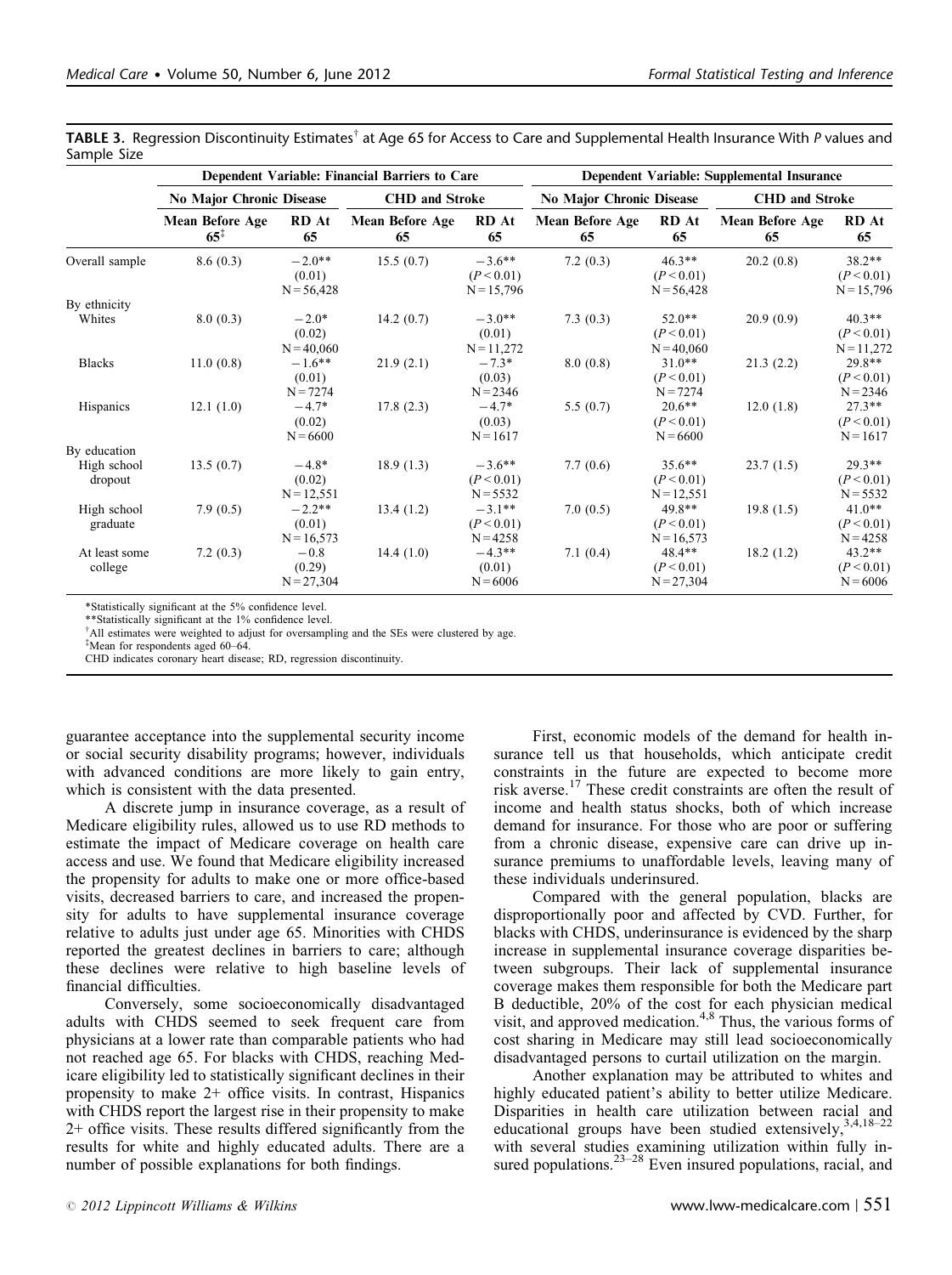**TABLE 3.** Regression Discontinuity Estimates[†] at Age 65 for Access to Care and Supplemental Health Insurance With *P* values and Sample Size

| | Dependent Variable: Financial Barriers to Care | | | | Dependent Variable: Supplemental Insurance | | | |
|---|---|---|---|---|---|---|---|---|
| | No Major Chronic Disease | | CHD and Stroke | | No Major Chronic Disease | | CHD and Stroke | |
| | Mean Before Age 65[‡] | RD At 65 | Mean Before Age 65 | RD At 65 | Mean Before Age 65 | RD At 65 | Mean Before Age 65 | RD At 65 |
| Overall sample | 8.6 (0.3) | −2.0** (0.01) N = 56,428 | 15.5 (0.7) | −3.6** ($P<0.01$) N = 15,796 | 7.2 (0.3) | 46.3** ($P<0.01$) N = 56,428 | 20.2 (0.8) | 38.2** ($P<0.01$) N = 15,796 |
| By ethnicity | | | | | | | | |
| Whites | 8.0 (0.3) | −2.0* (0.02) N = 40,060 | 14.2 (0.7) | −3.0** (0.01) N = 11,272 | 7.3 (0.3) | 52.0** ($P<0.01$) N = 40,060 | 20.9 (0.9) | 40.3** ($P<0.01$) N = 11,272 |
| Blacks | 11.0 (0.8) | −1.6** (0.01) N = 7274 | 21.9 (2.1) | −7.3* (0.03) N = 2346 | 8.0 (0.8) | 31.0** ($P<0.01$) N = 7274 | 21.3 (2.2) | 29.8** ($P<0.01$) N = 2346 |
| Hispanics | 12.1 (1.0) | −4.7* (0.02) N = 6600 | 17.8 (2.3) | −4.7* (0.03) N = 1617 | 5.5 (0.7) | 20.6** ($P<0.01$) N = 6600 | 12.0 (1.8) | 27.3** ($P<0.01$) N = 1617 |
| By education | | | | | | | | |
| High school dropout | 13.5 (0.7) | −4.8* (0.02) N = 12,551 | 18.9 (1.3) | −3.6** ($P<0.01$) N = 5532 | 7.7 (0.6) | 35.6** ($P<0.01$) N = 12,551 | 23.7 (1.5) | 29.3** ($P<0.01$) N = 5532 |
| High school graduate | 7.9 (0.5) | −2.2** (0.01) N = 16,573 | 13.4 (1.2) | −3.1** ($P<0.01$) N = 4258 | 7.0 (0.5) | 49.8** ($P<0.01$) N = 16,573 | 19.8 (1.5) | 41.0** ($P<0.01$) N = 4258 |
| At least some college | 7.2 (0.3) | −0.8 (0.29) N = 27,304 | 14.4 (1.0) | −4.3** (0.01) N = 6006 | 7.1 (0.4) | 48.4** ($P<0.01$) N = 27,304 | 18.2 (1.2) | 43.2** ($P<0.01$) N = 6006 |

*Statistically significant at the 5% confidence level.
**Statistically significant at the 1% confidence level.
[†]All estimates were weighted to adjust for oversampling and the SEs were clustered by age.
[‡]Mean for respondents aged 60–64.
CHD indicates coronary heart disease; RD, regression discontinuity.

guarantee acceptance into the supplemental security income or social security disability programs; however, individuals with advanced conditions are more likely to gain entry, which is consistent with the data presented.

A discrete jump in insurance coverage, as a result of Medicare eligibility rules, allowed us to use RD methods to estimate the impact of Medicare coverage on health care access and use. We found that Medicare eligibility increased the propensity for adults to make one or more office-based visits, decreased barriers to care, and increased the propensity for adults to have supplemental insurance coverage relative to adults just under age 65. Minorities with CHDS reported the greatest declines in barriers to care; although these declines were relative to high baseline levels of financial difficulties.

Conversely, some socioeconomically disadvantaged adults with CHDS seemed to seek frequent care from physicians at a lower rate than comparable patients who had not reached age 65. For blacks with CHDS, reaching Medicare eligibility led to statistically significant declines in their propensity to make 2+ office visits. In contrast, Hispanics with CHDS report the largest rise in their propensity to make 2+ office visits. These results differed significantly from the results for white and highly educated adults. There are a number of possible explanations for both findings.

First, economic models of the demand for health insurance tell us that households, which anticipate credit constraints in the future are expected to become more risk averse.[17] These credit constraints are often the result of income and health status shocks, both of which increase demand for insurance. For those who are poor or suffering from a chronic disease, expensive care can drive up insurance premiums to unaffordable levels, leaving many of these individuals underinsured.

Compared with the general population, blacks are disproportionally poor and affected by CVD. Further, for blacks with CHDS, underinsurance is evidenced by the sharp increase in supplemental insurance coverage disparities between subgroups. Their lack of supplemental insurance coverage makes them responsible for both the Medicare part B deductible, 20% of the cost for each physician medical visit, and approved medication.[4,8] Thus, the various forms of cost sharing in Medicare may still lead socioeconomically disadvantaged persons to curtail utilization on the margin.

Another explanation may be attributed to whites and highly educated patient's ability to better utilize Medicare. Disparities in health care utilization between racial and educational groups have been studied extensively,[3,4,18–22] with several studies examining utilization within fully insured populations.[23–28] Even insured populations, racial, and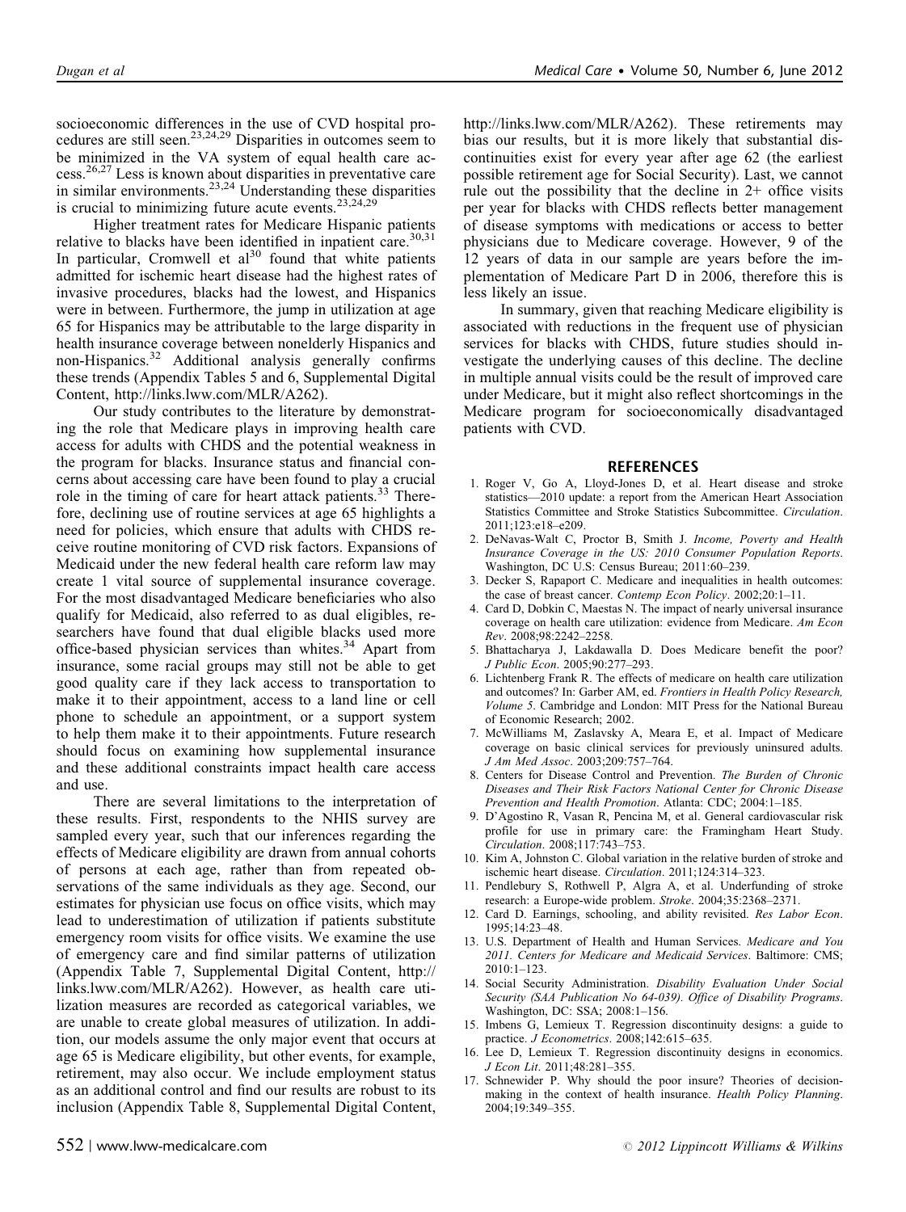socioeconomic differences in the use of CVD hospital procedures are still seen.[23,24,29] Disparities in outcomes seem to be minimized in the VA system of equal health care access.[26,27] Less is known about disparities in preventative care in similar environments.[23,24] Understanding these disparities is crucial to minimizing future acute events.[23,24,29]

Higher treatment rates for Medicare Hispanic patients relative to blacks have been identified in inpatient care.[30,31] In particular, Cromwell et al[30] found that white patients admitted for ischemic heart disease had the highest rates of invasive procedures, blacks had the lowest, and Hispanics were in between. Furthermore, the jump in utilization at age 65 for Hispanics may be attributable to the large disparity in health insurance coverage between nonelderly Hispanics and non-Hispanics.[32] Additional analysis generally confirms these trends (Appendix Tables 5 and 6, Supplemental Digital Content, http://links.lww.com/MLR/A262).

Our study contributes to the literature by demonstrating the role that Medicare plays in improving health care access for adults with CHDS and the potential weakness in the program for blacks. Insurance status and financial concerns about accessing care have been found to play a crucial role in the timing of care for heart attack patients.[33] Therefore, declining use of routine services at age 65 highlights a need for policies, which ensure that adults with CHDS receive routine monitoring of CVD risk factors. Expansions of Medicaid under the new federal health care reform law may create 1 vital source of supplemental insurance coverage. For the most disadvantaged Medicare beneficiaries who also qualify for Medicaid, also referred to as dual eligibles, researchers have found that dual eligible blacks used more office-based physician services than whites.[34] Apart from insurance, some racial groups may still not be able to get good quality care if they lack access to transportation to make it to their appointment, access to a land line or cell phone to schedule an appointment, or a support system to help them make it to their appointments. Future research should focus on examining how supplemental insurance and these additional constraints impact health care access and use.

There are several limitations to the interpretation of these results. First, respondents to the NHIS survey are sampled every year, such that our inferences regarding the effects of Medicare eligibility are drawn from annual cohorts of persons at each age, rather than from repeated observations of the same individuals as they age. Second, our estimates for physician use focus on office visits, which may lead to underestimation of utilization if patients substitute emergency room visits for office visits. We examine the use of emergency care and find similar patterns of utilization (Appendix Table 7, Supplemental Digital Content, http://links.lww.com/MLR/A262). However, as health care utilization measures are recorded as categorical variables, we are unable to create global measures of utilization. In addition, our models assume the only major event that occurs at age 65 is Medicare eligibility, but other events, for example, retirement, may also occur. We include employment status as an additional control and find our results are robust to its inclusion (Appendix Table 8, Supplemental Digital Content, http://links.lww.com/MLR/A262). These retirements may bias our results, but it is more likely that substantial discontinuities exist for every year after age 62 (the earliest possible retirement age for Social Security). Last, we cannot rule out the possibility that the decline in 2+ office visits per year for blacks with CHDS reflects better management of disease symptoms with medications or access to better physicians due to Medicare coverage. However, 9 of the 12 years of data in our sample are years before the implementation of Medicare Part D in 2006, therefore this is less likely an issue.

In summary, given that reaching Medicare eligibility is associated with reductions in the frequent use of physician services for blacks with CHDS, future studies should investigate the underlying causes of this decline. The decline in multiple annual visits could be the result of improved care under Medicare, but it might also reflect shortcomings in the Medicare program for socioeconomically disadvantaged patients with CVD.

## REFERENCES

1. Roger V, Go A, Lloyd-Jones D, et al. Heart disease and stroke statistics—2010 update: a report from the American Heart Association Statistics Committee and Stroke Statistics Subcommittee. *Circulation*. 2011;123:e18–e209.
2. DeNavas-Walt C, Proctor B, Smith J. *Income, Poverty and Health Insurance Coverage in the US: 2010 Consumer Population Reports*. Washington, DC U.S: Census Bureau; 2011:60–239.
3. Decker S, Rapaport C. Medicare and inequalities in health outcomes: the case of breast cancer. *Contemp Econ Policy*. 2002;20:1–11.
4. Card D, Dobkin C, Maestas N. The impact of nearly universal insurance coverage on health care utilization: evidence from Medicare. *Am Econ Rev*. 2008;98:2242–2258.
5. Bhattacharya J, Lakdawalla D. Does Medicare benefit the poor? *J Public Econ*. 2005;90:277–293.
6. Lichtenberg Frank R. The effects of medicare on health care utilization and outcomes? In: Garber AM, ed. *Frontiers in Health Policy Research, Volume 5*. Cambridge and London: MIT Press for the National Bureau of Economic Research; 2002.
7. McWilliams M, Zaslavsky A, Meara E, et al. Impact of Medicare coverage on basic clinical services for previously uninsured adults. *J Am Med Assoc*. 2003;209:757–764.
8. Centers for Disease Control and Prevention. *The Burden of Chronic Diseases and Their Risk Factors National Center for Chronic Disease Prevention and Health Promotion*. Atlanta: CDC; 2004:1–185.
9. D'Agostino R, Vasan R, Pencina M, et al. General cardiovascular risk profile for use in primary care: the Framingham Heart Study. *Circulation*. 2008;117:743–753.
10. Kim A, Johnston C. Global variation in the relative burden of stroke and ischemic heart disease. *Circulation*. 2011;124:314–323.
11. Pendlebury S, Rothwell P, Algra A, et al. Underfunding of stroke research: a Europe-wide problem. *Stroke*. 2004;35:2368–2371.
12. Card D. Earnings, schooling, and ability revisited. *Res Labor Econ*. 1995;14:23–48.
13. U.S. Department of Health and Human Services. *Medicare and You 2011. Centers for Medicare and Medicaid Services*. Baltimore: CMS; 2010:1–123.
14. Social Security Administration. *Disability Evaluation Under Social Security (SAA Publication No 64-039). Office of Disability Programs*. Washington, DC: SSA; 2008:1–156.
15. Imbens G, Lemieux T. Regression discontinuity designs: a guide to practice. *J Econometrics*. 2008;142:615–635.
16. Lee D, Lemieux T. Regression discontinuity designs in economics. *J Econ Lit*. 2011;48:281–355.
17. Schnewider P. Why should the poor insure? Theories of decision-making in the context of health insurance. *Health Policy Planning*. 2004;19:349–355.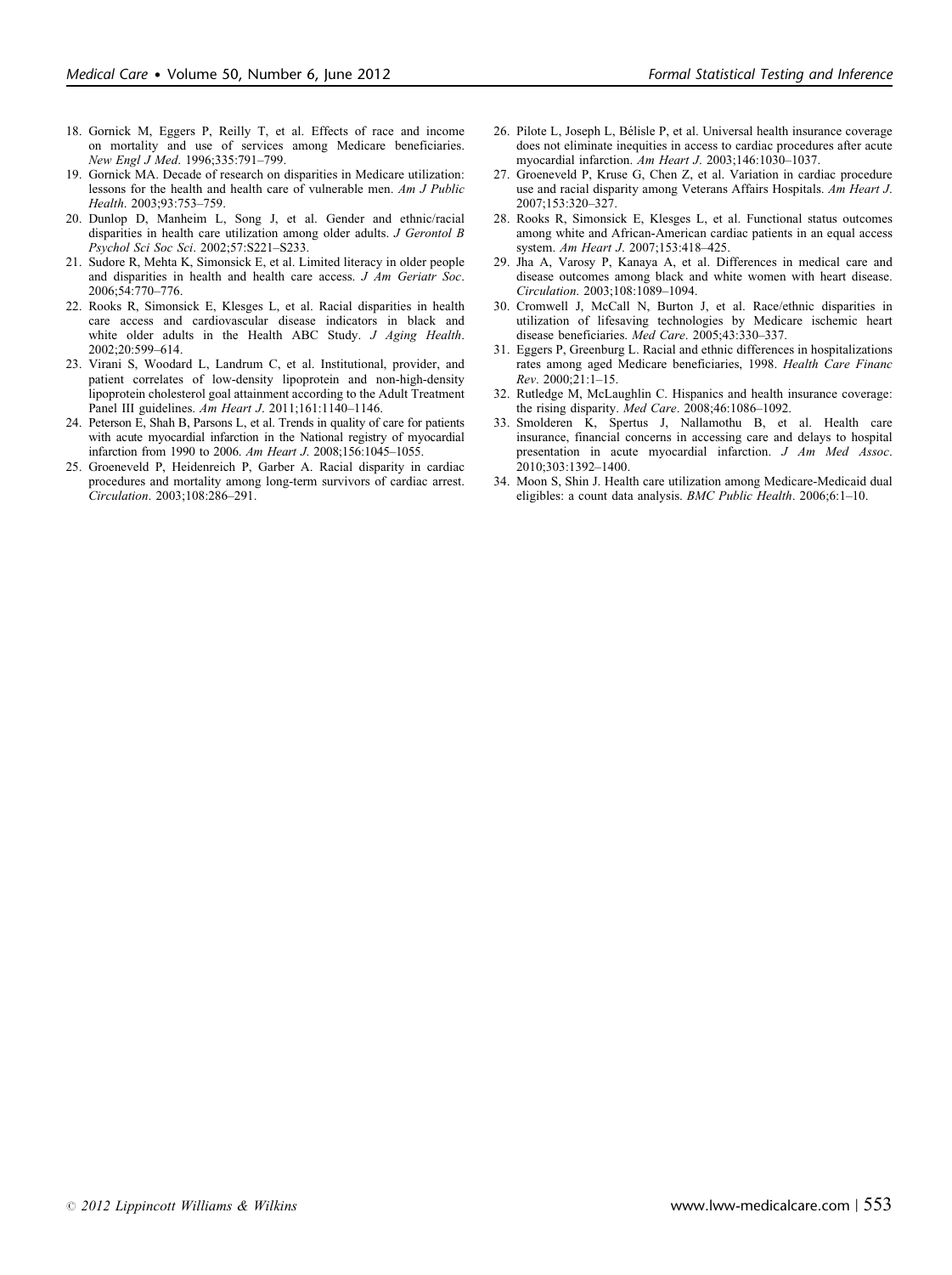18. Gornick M, Eggers P, Reilly T, et al. Effects of race and income on mortality and use of services among Medicare beneficiaries. *New Engl J Med*. 1996;335:791–799.
19. Gornick MA. Decade of research on disparities in Medicare utilization: lessons for the health and health care of vulnerable men. *Am J Public Health*. 2003;93:753–759.
20. Dunlop D, Manheim L, Song J, et al. Gender and ethnic/racial disparities in health care utilization among older adults. *J Gerontol B Psychol Sci Soc Sci*. 2002;57:S221–S233.
21. Sudore R, Mehta K, Simonsick E, et al. Limited literacy in older people and disparities in health and health care access. *J Am Geriatr Soc*. 2006;54:770–776.
22. Rooks R, Simonsick E, Klesges L, et al. Racial disparities in health care access and cardiovascular disease indicators in black and white older adults in the Health ABC Study. *J Aging Health*. 2002;20:599–614.
23. Virani S, Woodard L, Landrum C, et al. Institutional, provider, and patient correlates of low-density lipoprotein and non-high-density lipoprotein cholesterol goal attainment according to the Adult Treatment Panel III guidelines. *Am Heart J*. 2011;161:1140–1146.
24. Peterson E, Shah B, Parsons L, et al. Trends in quality of care for patients with acute myocardial infarction in the National registry of myocardial infarction from 1990 to 2006. *Am Heart J*. 2008;156:1045–1055.
25. Groeneveld P, Heidenreich P, Garber A. Racial disparity in cardiac procedures and mortality among long-term survivors of cardiac arrest. *Circulation*. 2003;108:286–291.
26. Pilote L, Joseph L, Bélisle P, et al. Universal health insurance coverage does not eliminate inequities in access to cardiac procedures after acute myocardial infarction. *Am Heart J*. 2003;146:1030–1037.
27. Groeneveld P, Kruse G, Chen Z, et al. Variation in cardiac procedure use and racial disparity among Veterans Affairs Hospitals. *Am Heart J*. 2007;153:320–327.
28. Rooks R, Simonsick E, Klesges L, et al. Functional status outcomes among white and African-American cardiac patients in an equal access system. *Am Heart J*. 2007;153:418–425.
29. Jha A, Varosy P, Kanaya A, et al. Differences in medical care and disease outcomes among black and white women with heart disease. *Circulation*. 2003;108:1089–1094.
30. Cromwell J, McCall N, Burton J, et al. Race/ethnic disparities in utilization of lifesaving technologies by Medicare ischemic heart disease beneficiaries. *Med Care*. 2005;43:330–337.
31. Eggers P, Greenburg L. Racial and ethnic differences in hospitalizations rates among aged Medicare beneficiaries, 1998. *Health Care Financ Rev*. 2000;21:1–15.
32. Rutledge M, McLaughlin C. Hispanics and health insurance coverage: the rising disparity. *Med Care*. 2008;46:1086–1092.
33. Smolderen K, Spertus J, Nallamothu B, et al. Health care insurance, financial concerns in accessing care and delays to hospital presentation in acute myocardial infarction. *J Am Med Assoc*. 2010;303:1392–1400.
34. Moon S, Shin J. Health care utilization among Medicare-Medicaid dual eligibles: a count data analysis. *BMC Public Health*. 2006;6:1–10.